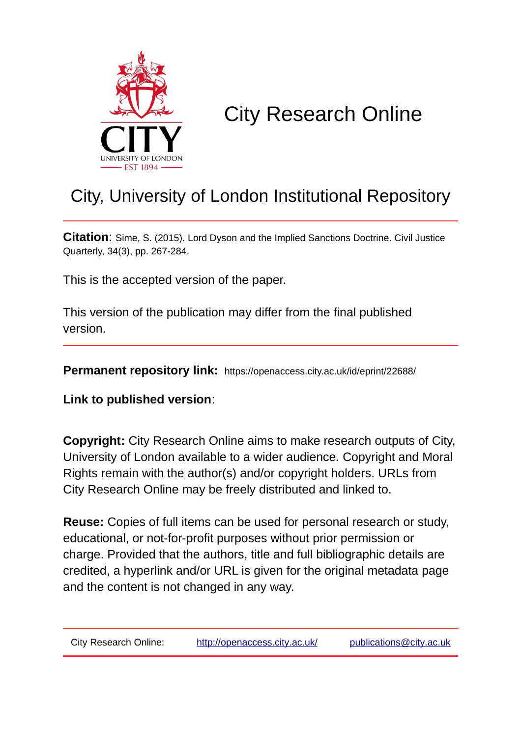# City Research Online

## City, University of London Institutional Repository

**Citation**: Sime, S. (2015). Lord Dyson and the Implied Sanctions Doctrine. Civil Justice Quarterly, 34(3), pp. 267-284.

This is the accepted version of the paper.

This version of the publication may differ from the final published version.

**Permanent repository link:** https://openaccess.city.ac.uk/id/eprint/22688/

**Link to published version**:

**Copyright:** City Research Online aims to make research outputs of City, University of London available to a wider audience. Copyright and Moral Rights remain with the author(s) and/or copyright holders. URLs from City Research Online may be freely distributed and linked to.

**Reuse:** Copies of full items can be used for personal research or study, educational, or not-for-profit purposes without prior permission or charge. Provided that the authors, title and full bibliographic details are credited, a hyperlink and/or URL is given for the original metadata page and the content is not changed in any way.

City Research Online: http://openaccess.city.ac.uk/ publications@city.ac.uk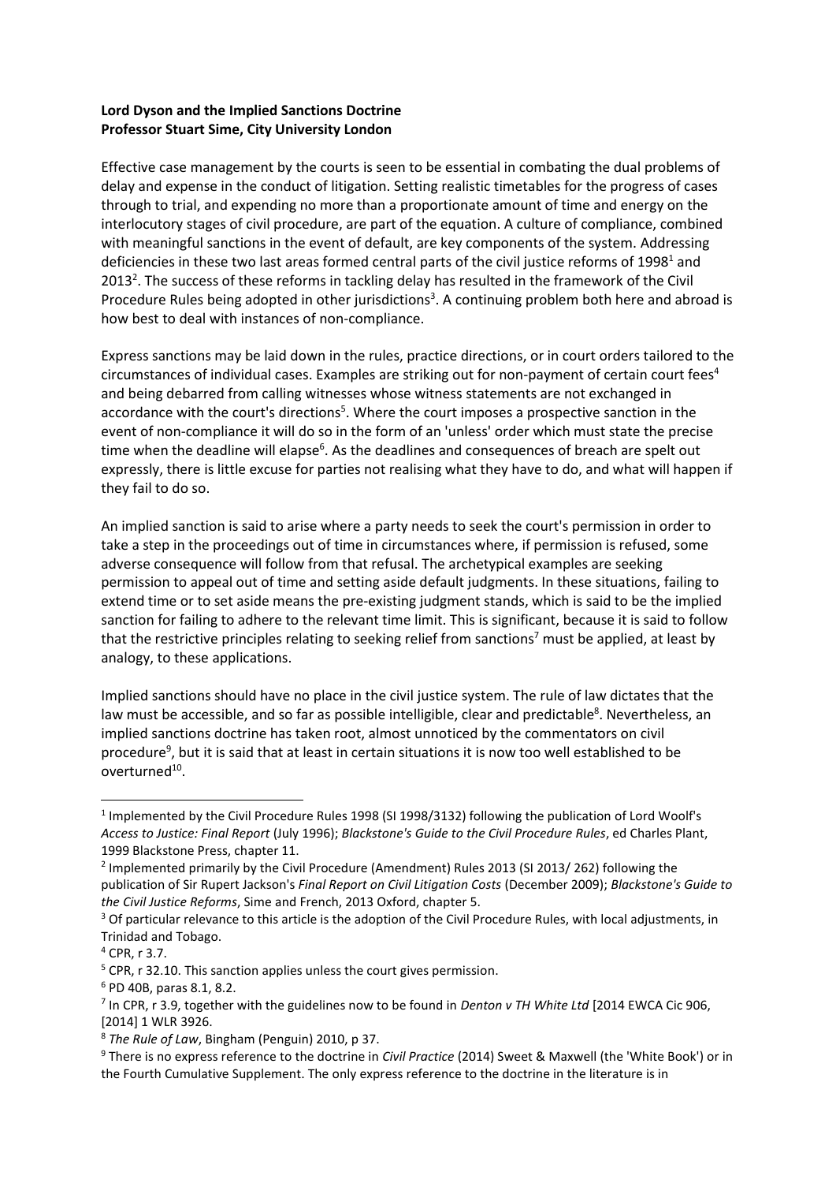**Lord Dyson and the Implied Sanctions Doctrine**
**Professor Stuart Sime, City University London**

Effective case management by the courts is seen to be essential in combating the dual problems of delay and expense in the conduct of litigation. Setting realistic timetables for the progress of cases through to trial, and expending no more than a proportionate amount of time and energy on the interlocutory stages of civil procedure, are part of the equation. A culture of compliance, combined with meaningful sanctions in the event of default, are key components of the system. Addressing deficiencies in these two last areas formed central parts of the civil justice reforms of 1998[1] and 2013[2]. The success of these reforms in tackling delay has resulted in the framework of the Civil Procedure Rules being adopted in other jurisdictions[3]. A continuing problem both here and abroad is how best to deal with instances of non-compliance.

Express sanctions may be laid down in the rules, practice directions, or in court orders tailored to the circumstances of individual cases. Examples are striking out for non-payment of certain court fees[4] and being debarred from calling witnesses whose witness statements are not exchanged in accordance with the court's directions[5]. Where the court imposes a prospective sanction in the event of non-compliance it will do so in the form of an 'unless' order which must state the precise time when the deadline will elapse[6]. As the deadlines and consequences of breach are spelt out expressly, there is little excuse for parties not realising what they have to do, and what will happen if they fail to do so.

An implied sanction is said to arise where a party needs to seek the court's permission in order to take a step in the proceedings out of time in circumstances where, if permission is refused, some adverse consequence will follow from that refusal. The archetypical examples are seeking permission to appeal out of time and setting aside default judgments. In these situations, failing to extend time or to set aside means the pre-existing judgment stands, which is said to be the implied sanction for failing to adhere to the relevant time limit. This is significant, because it is said to follow that the restrictive principles relating to seeking relief from sanctions[7] must be applied, at least by analogy, to these applications.

Implied sanctions should have no place in the civil justice system. The rule of law dictates that the law must be accessible, and so far as possible intelligible, clear and predictable[8]. Nevertheless, an implied sanctions doctrine has taken root, almost unnoticed by the commentators on civil procedure[9], but it is said that at least in certain situations it is now too well established to be overturned[10].

---

[1] Implemented by the Civil Procedure Rules 1998 (SI 1998/3132) following the publication of Lord Woolf's *Access to Justice: Final Report* (July 1996); *Blackstone's Guide to the Civil Procedure Rules*, ed Charles Plant, 1999 Blackstone Press, chapter 11.

[2] Implemented primarily by the Civil Procedure (Amendment) Rules 2013 (SI 2013/ 262) following the publication of Sir Rupert Jackson's *Final Report on Civil Litigation Costs* (December 2009); *Blackstone's Guide to the Civil Justice Reforms*, Sime and French, 2013 Oxford, chapter 5.

[3] Of particular relevance to this article is the adoption of the Civil Procedure Rules, with local adjustments, in Trinidad and Tobago.

[4] CPR, r 3.7.

[5] CPR, r 32.10. This sanction applies unless the court gives permission.

[6] PD 40B, paras 8.1, 8.2.

[7] In CPR, r 3.9, together with the guidelines now to be found in *Denton v TH White Ltd* [2014 EWCA Cic 906, [2014] 1 WLR 3926.

[8] *The Rule of Law*, Bingham (Penguin) 2010, p 37.

[9] There is no express reference to the doctrine in *Civil Practice* (2014) Sweet & Maxwell (the 'White Book') or in the Fourth Cumulative Supplement. The only express reference to the doctrine in the literature is in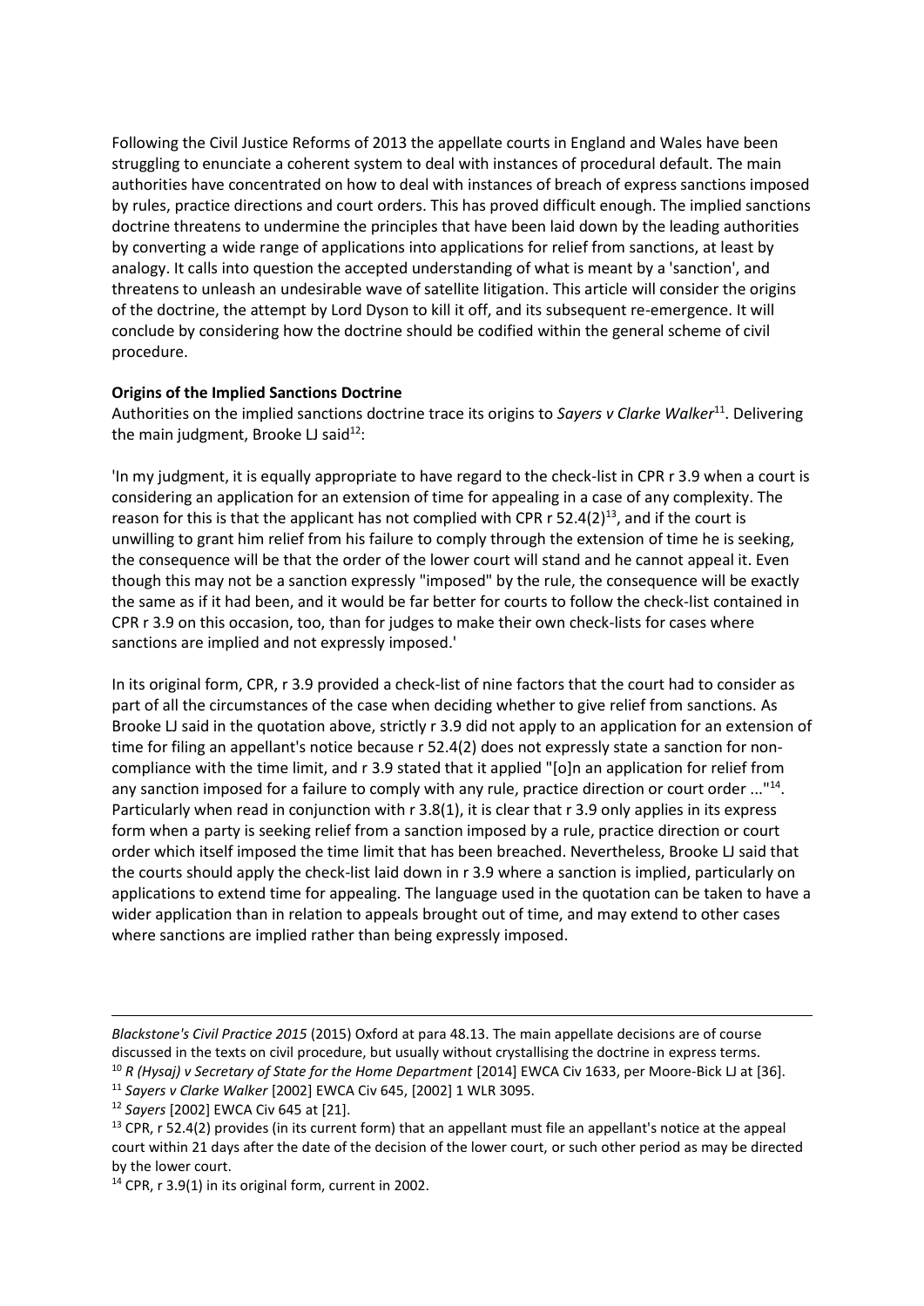Following the Civil Justice Reforms of 2013 the appellate courts in England and Wales have been struggling to enunciate a coherent system to deal with instances of procedural default. The main authorities have concentrated on how to deal with instances of breach of express sanctions imposed by rules, practice directions and court orders. This has proved difficult enough. The implied sanctions doctrine threatens to undermine the principles that have been laid down by the leading authorities by converting a wide range of applications into applications for relief from sanctions, at least by analogy. It calls into question the accepted understanding of what is meant by a 'sanction', and threatens to unleash an undesirable wave of satellite litigation. This article will consider the origins of the doctrine, the attempt by Lord Dyson to kill it off, and its subsequent re-emergence. It will conclude by considering how the doctrine should be codified within the general scheme of civil procedure.

**Origins of the Implied Sanctions Doctrine**

Authorities on the implied sanctions doctrine trace its origins to *Sayers v Clarke Walker*[11]. Delivering the main judgment, Brooke LJ said[12]:

'In my judgment, it is equally appropriate to have regard to the check-list in CPR r 3.9 when a court is considering an application for an extension of time for appealing in a case of any complexity. The reason for this is that the applicant has not complied with CPR r 52.4(2)[13], and if the court is unwilling to grant him relief from his failure to comply through the extension of time he is seeking, the consequence will be that the order of the lower court will stand and he cannot appeal it. Even though this may not be a sanction expressly "imposed" by the rule, the consequence will be exactly the same as if it had been, and it would be far better for courts to follow the check-list contained in CPR r 3.9 on this occasion, too, than for judges to make their own check-lists for cases where sanctions are implied and not expressly imposed.'

In its original form, CPR, r 3.9 provided a check-list of nine factors that the court had to consider as part of all the circumstances of the case when deciding whether to give relief from sanctions. As Brooke LJ said in the quotation above, strictly r 3.9 did not apply to an application for an extension of time for filing an appellant's notice because r 52.4(2) does not expressly state a sanction for non-compliance with the time limit, and r 3.9 stated that it applied "[o]n an application for relief from any sanction imposed for a failure to comply with any rule, practice direction or court order ..."[14]. Particularly when read in conjunction with r 3.8(1), it is clear that r 3.9 only applies in its express form when a party is seeking relief from a sanction imposed by a rule, practice direction or court order which itself imposed the time limit that has been breached. Nevertheless, Brooke LJ said that the courts should apply the check-list laid down in r 3.9 where a sanction is implied, particularly on applications to extend time for appealing. The language used in the quotation can be taken to have a wider application than in relation to appeals brought out of time, and may extend to other cases where sanctions are implied rather than being expressly imposed.

---

*Blackstone's Civil Practice 2015* (2015) Oxford at para 48.13. The main appellate decisions are of course discussed in the texts on civil procedure, but usually without crystallising the doctrine in express terms.

[10] *R (Hysaj) v Secretary of State for the Home Department* [2014] EWCA Civ 1633, per Moore-Bick LJ at [36].

[11] *Sayers v Clarke Walker* [2002] EWCA Civ 645, [2002] 1 WLR 3095.

[12] *Sayers* [2002] EWCA Civ 645 at [21].

[13] CPR, r 52.4(2) provides (in its current form) that an appellant must file an appellant's notice at the appeal court within 21 days after the date of the decision of the lower court, or such other period as may be directed by the lower court.

[14] CPR, r 3.9(1) in its original form, current in 2002.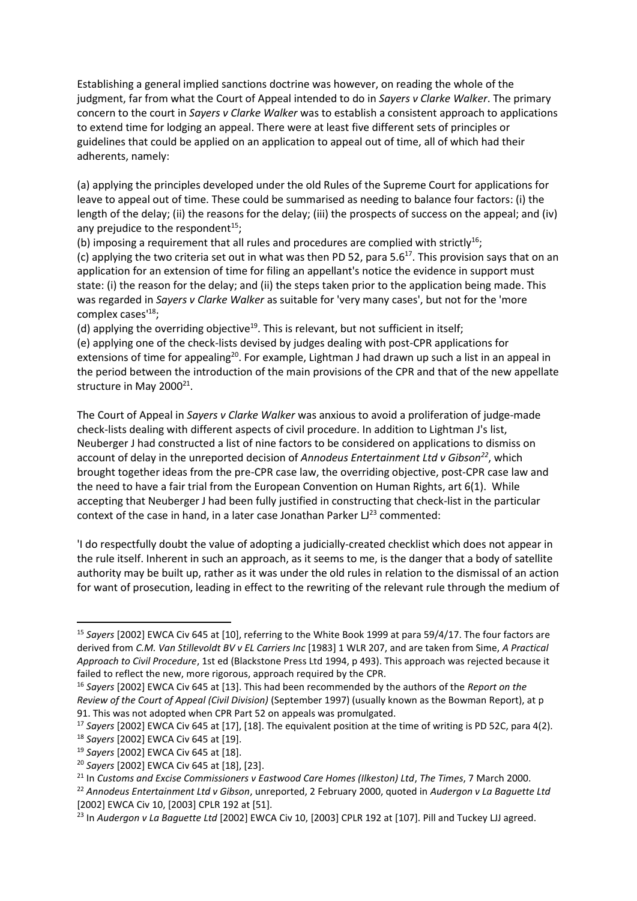Establishing a general implied sanctions doctrine was however, on reading the whole of the judgment, far from what the Court of Appeal intended to do in *Sayers v Clarke Walker*. The primary concern to the court in *Sayers v Clarke Walker* was to establish a consistent approach to applications to extend time for lodging an appeal. There were at least five different sets of principles or guidelines that could be applied on an application to appeal out of time, all of which had their adherents, namely:

(a) applying the principles developed under the old Rules of the Supreme Court for applications for leave to appeal out of time. These could be summarised as needing to balance four factors: (i) the length of the delay; (ii) the reasons for the delay; (iii) the prospects of success on the appeal; and (iv) any prejudice to the respondent[15];

(b) imposing a requirement that all rules and procedures are complied with strictly[16];

(c) applying the two criteria set out in what was then PD 52, para 5.6[17]. This provision says that on an application for an extension of time for filing an appellant's notice the evidence in support must state: (i) the reason for the delay; and (ii) the steps taken prior to the application being made. This was regarded in *Sayers v Clarke Walker* as suitable for 'very many cases', but not for the 'more complex cases'[18];

(d) applying the overriding objective[19]. This is relevant, but not sufficient in itself;

(e) applying one of the check-lists devised by judges dealing with post-CPR applications for extensions of time for appealing[20]. For example, Lightman J had drawn up such a list in an appeal in the period between the introduction of the main provisions of the CPR and that of the new appellate structure in May 2000[21].

The Court of Appeal in *Sayers v Clarke Walker* was anxious to avoid a proliferation of judge-made check-lists dealing with different aspects of civil procedure. In addition to Lightman J's list, Neuberger J had constructed a list of nine factors to be considered on applications to dismiss on account of delay in the unreported decision of *Annodeus Entertainment Ltd v Gibson*[22], which brought together ideas from the pre-CPR case law, the overriding objective, post-CPR case law and the need to have a fair trial from the European Convention on Human Rights, art 6(1). While accepting that Neuberger J had been fully justified in constructing that check-list in the particular context of the case in hand, in a later case Jonathan Parker LJ[23] commented:

'I do respectfully doubt the value of adopting a judicially-created checklist which does not appear in the rule itself. Inherent in such an approach, as it seems to me, is the danger that a body of satellite authority may be built up, rather as it was under the old rules in relation to the dismissal of an action for want of prosecution, leading in effect to the rewriting of the relevant rule through the medium of

---

[15] *Sayers* [2002] EWCA Civ 645 at [10], referring to the White Book 1999 at para 59/4/17. The four factors are derived from *C.M. Van Stillevoldt BV v EL Carriers Inc* [1983] 1 WLR 207, and are taken from Sime, *A Practical Approach to Civil Procedure*, 1st ed (Blackstone Press Ltd 1994, p 493). This approach was rejected because it failed to reflect the new, more rigorous, approach required by the CPR.

[16] *Sayers* [2002] EWCA Civ 645 at [13]. This had been recommended by the authors of the *Report on the Review of the Court of Appeal (Civil Division)* (September 1997) (usually known as the Bowman Report), at p 91. This was not adopted when CPR Part 52 on appeals was promulgated.

[17] *Sayers* [2002] EWCA Civ 645 at [17], [18]. The equivalent position at the time of writing is PD 52C, para 4(2).

[18] *Sayers* [2002] EWCA Civ 645 at [19].

[19] *Sayers* [2002] EWCA Civ 645 at [18].

[20] *Sayers* [2002] EWCA Civ 645 at [18], [23].

[21] In *Customs and Excise Commissioners v Eastwood Care Homes (Ilkeston) Ltd*, *The Times*, 7 March 2000.

[22] *Annodeus Entertainment Ltd v Gibson*, unreported, 2 February 2000, quoted in *Audergon v La Baguette Ltd* [2002] EWCA Civ 10, [2003] CPLR 192 at [51].

[23] In *Audergon v La Baguette Ltd* [2002] EWCA Civ 10, [2003] CPLR 192 at [107]. Pill and Tuckey LJJ agreed.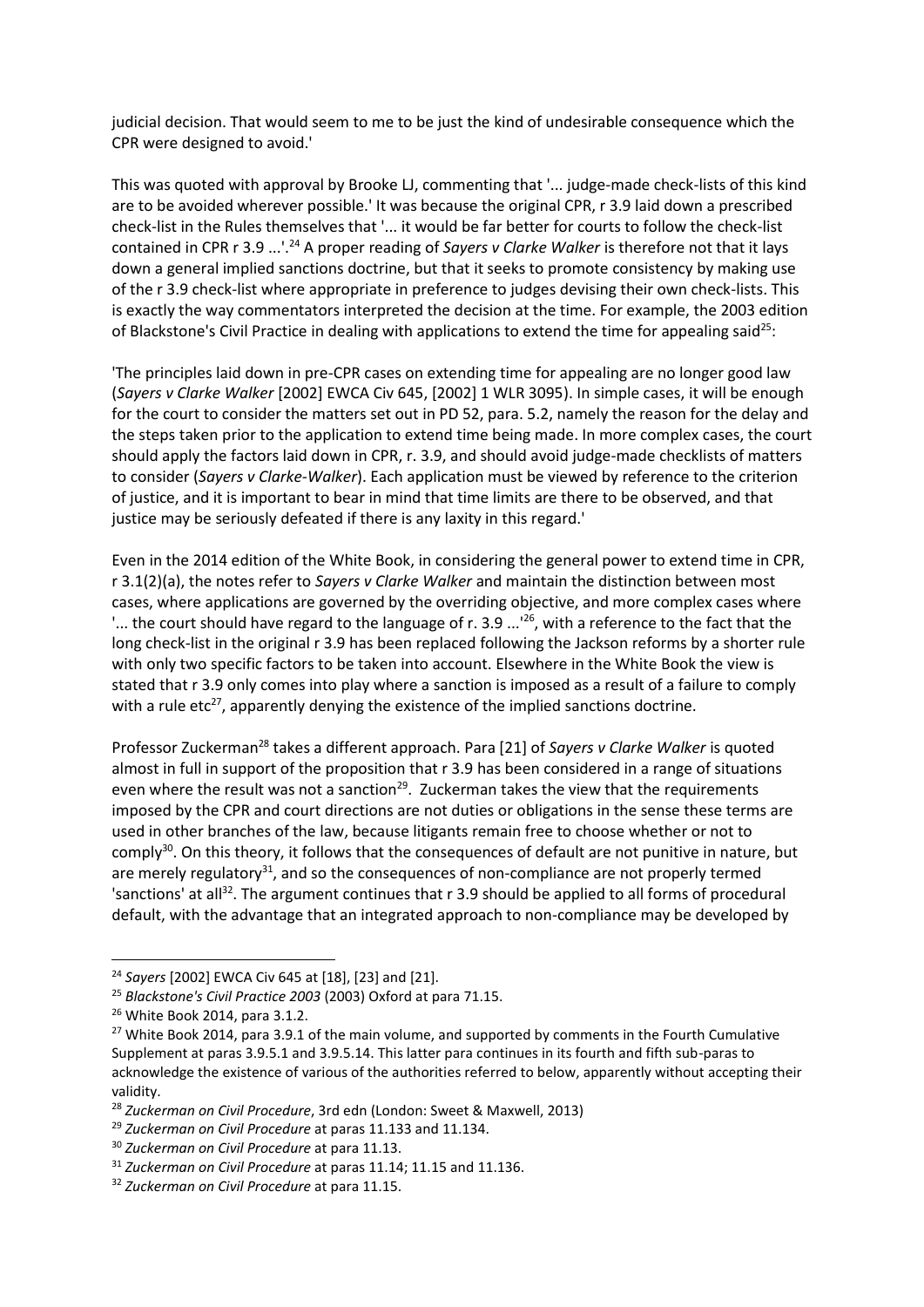judicial decision. That would seem to me to be just the kind of undesirable consequence which the CPR were designed to avoid.'

This was quoted with approval by Brooke LJ, commenting that '... judge-made check-lists of this kind are to be avoided wherever possible.' It was because the original CPR, r 3.9 laid down a prescribed check-list in the Rules themselves that '... it would be far better for courts to follow the check-list contained in CPR r 3.9 ...'.[24] A proper reading of *Sayers v Clarke Walker* is therefore not that it lays down a general implied sanctions doctrine, but that it seeks to promote consistency by making use of the r 3.9 check-list where appropriate in preference to judges devising their own check-lists. This is exactly the way commentators interpreted the decision at the time. For example, the 2003 edition of Blackstone's Civil Practice in dealing with applications to extend the time for appealing said[25]:

'The principles laid down in pre-CPR cases on extending time for appealing are no longer good law (*Sayers v Clarke Walker* [2002] EWCA Civ 645, [2002] 1 WLR 3095). In simple cases, it will be enough for the court to consider the matters set out in PD 52, para. 5.2, namely the reason for the delay and the steps taken prior to the application to extend time being made. In more complex cases, the court should apply the factors laid down in CPR, r. 3.9, and should avoid judge-made checklists of matters to consider (*Sayers v Clarke-Walker*). Each application must be viewed by reference to the criterion of justice, and it is important to bear in mind that time limits are there to be observed, and that justice may be seriously defeated if there is any laxity in this regard.'

Even in the 2014 edition of the White Book, in considering the general power to extend time in CPR, r 3.1(2)(a), the notes refer to *Sayers v Clarke Walker* and maintain the distinction between most cases, where applications are governed by the overriding objective, and more complex cases where '... the court should have regard to the language of r. 3.9 ...'[26], with a reference to the fact that the long check-list in the original r 3.9 has been replaced following the Jackson reforms by a shorter rule with only two specific factors to be taken into account. Elsewhere in the White Book the view is stated that r 3.9 only comes into play where a sanction is imposed as a result of a failure to comply with a rule etc[27], apparently denying the existence of the implied sanctions doctrine.

Professor Zuckerman[28] takes a different approach. Para [21] of *Sayers v Clarke Walker* is quoted almost in full in support of the proposition that r 3.9 has been considered in a range of situations even where the result was not a sanction[29]. Zuckerman takes the view that the requirements imposed by the CPR and court directions are not duties or obligations in the sense these terms are used in other branches of the law, because litigants remain free to choose whether or not to comply[30]. On this theory, it follows that the consequences of default are not punitive in nature, but are merely regulatory[31], and so the consequences of non-compliance are not properly termed 'sanctions' at all[32]. The argument continues that r 3.9 should be applied to all forms of procedural default, with the advantage that an integrated approach to non-compliance may be developed by

---

[24] *Sayers* [2002] EWCA Civ 645 at [18], [23] and [21].

[25] *Blackstone's Civil Practice 2003* (2003) Oxford at para 71.15.

[26] White Book 2014, para 3.1.2.

[27] White Book 2014, para 3.9.1 of the main volume, and supported by comments in the Fourth Cumulative Supplement at paras 3.9.5.1 and 3.9.5.14. This latter para continues in its fourth and fifth sub-paras to acknowledge the existence of various of the authorities referred to below, apparently without accepting their validity.

[28] *Zuckerman on Civil Procedure*, 3rd edn (London: Sweet & Maxwell, 2013)

[29] *Zuckerman on Civil Procedure* at paras 11.133 and 11.134.

[30] *Zuckerman on Civil Procedure* at para 11.13.

[31] *Zuckerman on Civil Procedure* at paras 11.14; 11.15 and 11.136.

[32] *Zuckerman on Civil Procedure* at para 11.15.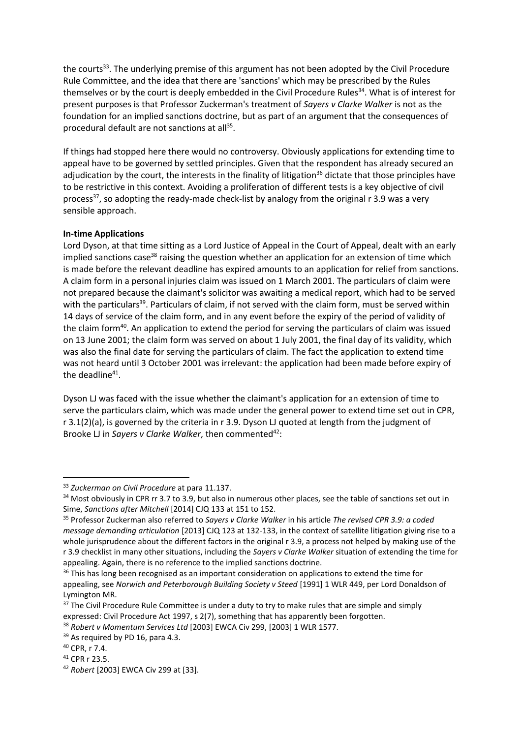the courts[33]. The underlying premise of this argument has not been adopted by the Civil Procedure Rule Committee, and the idea that there are 'sanctions' which may be prescribed by the Rules themselves or by the court is deeply embedded in the Civil Procedure Rules[34]. What is of interest for present purposes is that Professor Zuckerman's treatment of *Sayers v Clarke Walker* is not as the foundation for an implied sanctions doctrine, but as part of an argument that the consequences of procedural default are not sanctions at all[35].

If things had stopped here there would no controversy. Obviously applications for extending time to appeal have to be governed by settled principles. Given that the respondent has already secured an adjudication by the court, the interests in the finality of litigation[36] dictate that those principles have to be restrictive in this context. Avoiding a proliferation of different tests is a key objective of civil process[37], so adopting the ready-made check-list by analogy from the original r 3.9 was a very sensible approach.

**In-time Applications**

Lord Dyson, at that time sitting as a Lord Justice of Appeal in the Court of Appeal, dealt with an early implied sanctions case[38] raising the question whether an application for an extension of time which is made before the relevant deadline has expired amounts to an application for relief from sanctions. A claim form in a personal injuries claim was issued on 1 March 2001. The particulars of claim were not prepared because the claimant's solicitor was awaiting a medical report, which had to be served with the particulars[39]. Particulars of claim, if not served with the claim form, must be served within 14 days of service of the claim form, and in any event before the expiry of the period of validity of the claim form[40]. An application to extend the period for serving the particulars of claim was issued on 13 June 2001; the claim form was served on about 1 July 2001, the final day of its validity, which was also the final date for serving the particulars of claim. The fact the application to extend time was not heard until 3 October 2001 was irrelevant: the application had been made before expiry of the deadline[41].

Dyson LJ was faced with the issue whether the claimant's application for an extension of time to serve the particulars claim, which was made under the general power to extend time set out in CPR, r 3.1(2)(a), is governed by the criteria in r 3.9. Dyson LJ quoted at length from the judgment of Brooke LJ in *Sayers v Clarke Walker*, then commented[42]:

---

[33] *Zuckerman on Civil Procedure* at para 11.137.

[34] Most obviously in CPR rr 3.7 to 3.9, but also in numerous other places, see the table of sanctions set out in Sime, *Sanctions after Mitchell* [2014] CJQ 133 at 151 to 152.

[35] Professor Zuckerman also referred to *Sayers v Clarke Walker* in his article *The revised CPR 3.9: a coded message demanding articulation* [2013] CJQ 123 at 132-133, in the context of satellite litigation giving rise to a whole jurisprudence about the different factors in the original r 3.9, a process not helped by making use of the r 3.9 checklist in many other situations, including the *Sayers v Clarke Walker* situation of extending the time for appealing. Again, there is no reference to the implied sanctions doctrine.

[36] This has long been recognised as an important consideration on applications to extend the time for appealing, see *Norwich and Peterborough Building Society v Steed* [1991] 1 WLR 449, per Lord Donaldson of Lymington MR.

[37] The Civil Procedure Rule Committee is under a duty to try to make rules that are simple and simply expressed: Civil Procedure Act 1997, s 2(7), something that has apparently been forgotten.

[38] *Robert v Momentum Services Ltd* [2003] EWCA Civ 299, [2003] 1 WLR 1577.

[39] As required by PD 16, para 4.3.

[40] CPR, r 7.4.

[41] CPR r 23.5.

[42] *Robert* [2003] EWCA Civ 299 at [33].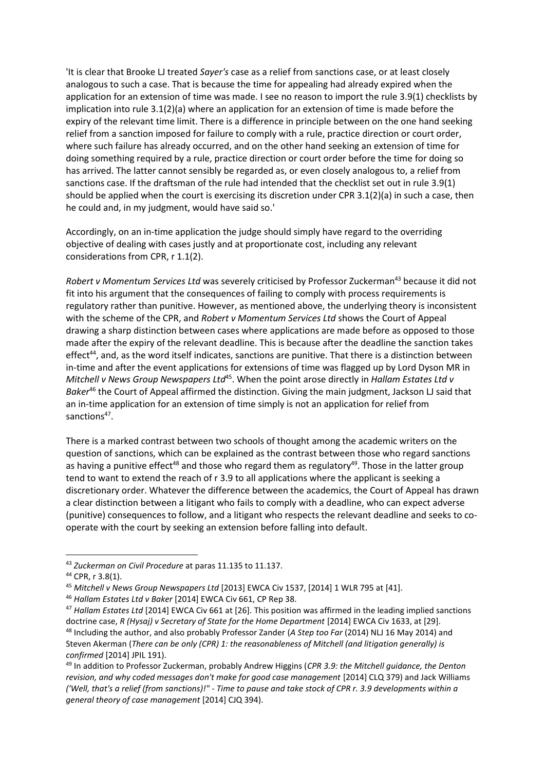'It is clear that Brooke LJ treated *Sayer's* case as a relief from sanctions case, or at least closely analogous to such a case. That is because the time for appealing had already expired when the application for an extension of time was made. I see no reason to import the rule 3.9(1) checklists by implication into rule 3.1(2)(a) where an application for an extension of time is made before the expiry of the relevant time limit. There is a difference in principle between on the one hand seeking relief from a sanction imposed for failure to comply with a rule, practice direction or court order, where such failure has already occurred, and on the other hand seeking an extension of time for doing something required by a rule, practice direction or court order before the time for doing so has arrived. The latter cannot sensibly be regarded as, or even closely analogous to, a relief from sanctions case. If the draftsman of the rule had intended that the checklist set out in rule 3.9(1) should be applied when the court is exercising its discretion under CPR 3.1(2)(a) in such a case, then he could and, in my judgment, would have said so.'

Accordingly, on an in-time application the judge should simply have regard to the overriding objective of dealing with cases justly and at proportionate cost, including any relevant considerations from CPR, r 1.1(2).

*Robert v Momentum Services Ltd* was severely criticised by Professor Zuckerman[43] because it did not fit into his argument that the consequences of failing to comply with process requirements is regulatory rather than punitive. However, as mentioned above, the underlying theory is inconsistent with the scheme of the CPR, and *Robert v Momentum Services Ltd* shows the Court of Appeal drawing a sharp distinction between cases where applications are made before as opposed to those made after the expiry of the relevant deadline. This is because after the deadline the sanction takes effect[44], and, as the word itself indicates, sanctions are punitive. That there is a distinction between in-time and after the event applications for extensions of time was flagged up by Lord Dyson MR in *Mitchell v News Group Newspapers Ltd*[45]. When the point arose directly in *Hallam Estates Ltd v Baker*[46] the Court of Appeal affirmed the distinction. Giving the main judgment, Jackson LJ said that an in-time application for an extension of time simply is not an application for relief from sanctions[47].

There is a marked contrast between two schools of thought among the academic writers on the question of sanctions, which can be explained as the contrast between those who regard sanctions as having a punitive effect[48] and those who regard them as regulatory[49]. Those in the latter group tend to want to extend the reach of r 3.9 to all applications where the applicant is seeking a discretionary order. Whatever the difference between the academics, the Court of Appeal has drawn a clear distinction between a litigant who fails to comply with a deadline, who can expect adverse (punitive) consequences to follow, and a litigant who respects the relevant deadline and seeks to co-operate with the court by seeking an extension before falling into default.

---

[43] *Zuckerman on Civil Procedure* at paras 11.135 to 11.137.

[44] CPR, r 3.8(1).

[45] *Mitchell v News Group Newspapers Ltd* [2013] EWCA Civ 1537, [2014] 1 WLR 795 at [41].

[46] *Hallam Estates Ltd v Baker* [2014] EWCA Civ 661, CP Rep 38.

[47] *Hallam Estates Ltd* [2014] EWCA Civ 661 at [26]. This position was affirmed in the leading implied sanctions doctrine case, *R (Hysaj) v Secretary of State for the Home Department* [2014] EWCA Civ 1633, at [29].

[48] Including the author, and also probably Professor Zander (*A Step too Far* (2014) NLJ 16 May 2014) and Steven Akerman (*There can be only (CPR) 1: the reasonableness of Mitchell (and litigation generally) is confirmed* [2014] JPIL 191).

[49] In addition to Professor Zuckerman, probably Andrew Higgins (*CPR 3.9: the Mitchell guidance, the Denton revision, and why coded messages don't make for good case management* [2014] CLQ 379) and Jack Williams *('Well, that's a relief (from sanctions)!" - Time to pause and take stock of CPR r. 3.9 developments within a general theory of case management* [2014] CJQ 394).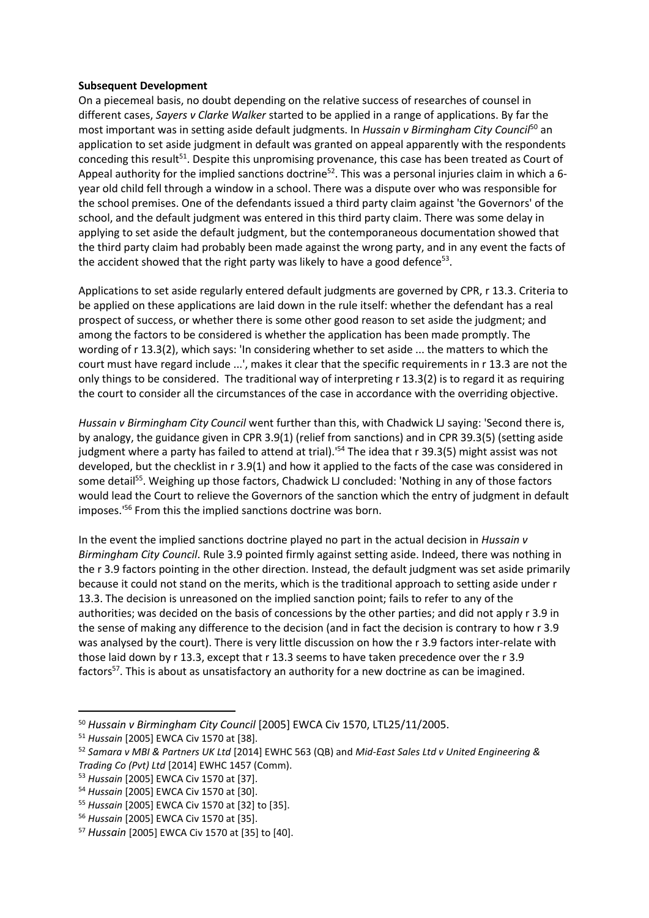**Subsequent Development**

On a piecemeal basis, no doubt depending on the relative success of researches of counsel in different cases, *Sayers v Clarke Walker* started to be applied in a range of applications. By far the most important was in setting aside default judgments. In *Hussain v Birmingham City Council*[50] an application to set aside judgment in default was granted on appeal apparently with the respondents conceding this result[51]. Despite this unpromising provenance, this case has been treated as Court of Appeal authority for the implied sanctions doctrine[52]. This was a personal injuries claim in which a 6-year old child fell through a window in a school. There was a dispute over who was responsible for the school premises. One of the defendants issued a third party claim against 'the Governors' of the school, and the default judgment was entered in this third party claim. There was some delay in applying to set aside the default judgment, but the contemporaneous documentation showed that the third party claim had probably been made against the wrong party, and in any event the facts of the accident showed that the right party was likely to have a good defence[53].

Applications to set aside regularly entered default judgments are governed by CPR, r 13.3. Criteria to be applied on these applications are laid down in the rule itself: whether the defendant has a real prospect of success, or whether there is some other good reason to set aside the judgment; and among the factors to be considered is whether the application has been made promptly. The wording of r 13.3(2), which says: 'In considering whether to set aside ... the matters to which the court must have regard include ...', makes it clear that the specific requirements in r 13.3 are not the only things to be considered. The traditional way of interpreting r 13.3(2) is to regard it as requiring the court to consider all the circumstances of the case in accordance with the overriding objective.

*Hussain v Birmingham City Council* went further than this, with Chadwick LJ saying: 'Second there is, by analogy, the guidance given in CPR 3.9(1) (relief from sanctions) and in CPR 39.3(5) (setting aside judgment where a party has failed to attend at trial).'[54] The idea that r 39.3(5) might assist was not developed, but the checklist in r 3.9(1) and how it applied to the facts of the case was considered in some detail[55]. Weighing up those factors, Chadwick LJ concluded: 'Nothing in any of those factors would lead the Court to relieve the Governors of the sanction which the entry of judgment in default imposes.'[56] From this the implied sanctions doctrine was born.

In the event the implied sanctions doctrine played no part in the actual decision in *Hussain v Birmingham City Council*. Rule 3.9 pointed firmly against setting aside. Indeed, there was nothing in the r 3.9 factors pointing in the other direction. Instead, the default judgment was set aside primarily because it could not stand on the merits, which is the traditional approach to setting aside under r 13.3. The decision is unreasoned on the implied sanction point; fails to refer to any of the authorities; was decided on the basis of concessions by the other parties; and did not apply r 3.9 in the sense of making any difference to the decision (and in fact the decision is contrary to how r 3.9 was analysed by the court). There is very little discussion on how the r 3.9 factors inter-relate with those laid down by r 13.3, except that r 13.3 seems to have taken precedence over the r 3.9 factors[57]. This is about as unsatisfactory an authority for a new doctrine as can be imagined.

---

[50] *Hussain v Birmingham City Council* [2005] EWCA Civ 1570, LTL25/11/2005.

[51] *Hussain* [2005] EWCA Civ 1570 at [38].

[52] *Samara v MBI & Partners UK Ltd* [2014] EWHC 563 (QB) and *Mid-East Sales Ltd v United Engineering & Trading Co (Pvt) Ltd* [2014] EWHC 1457 (Comm).

[53] *Hussain* [2005] EWCA Civ 1570 at [37].

[54] *Hussain* [2005] EWCA Civ 1570 at [30].

[55] *Hussain* [2005] EWCA Civ 1570 at [32] to [35].

[56] *Hussain* [2005] EWCA Civ 1570 at [35].

[57] *Hussain* [2005] EWCA Civ 1570 at [35] to [40].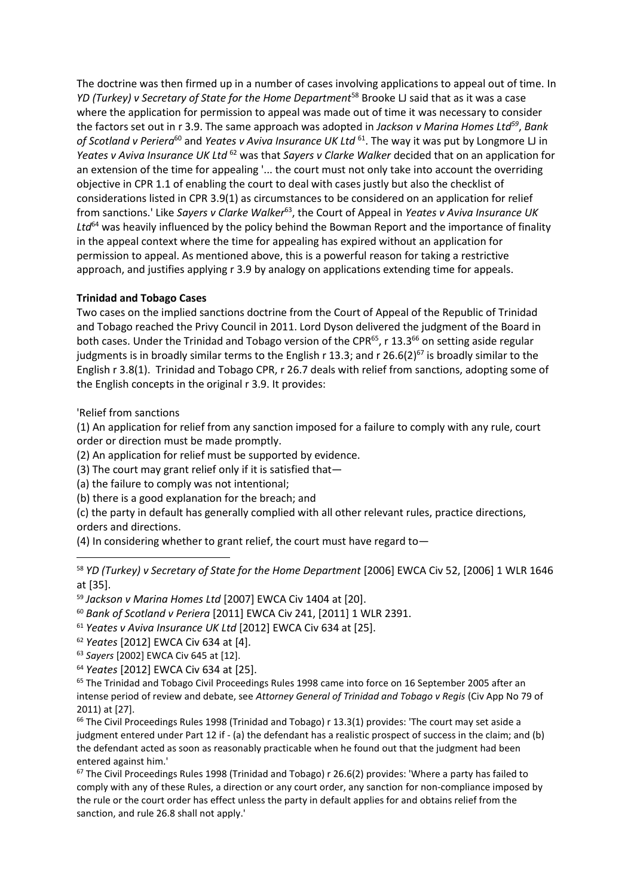The doctrine was then firmed up in a number of cases involving applications to appeal out of time. In *YD (Turkey) v Secretary of State for the Home Department*[58] Brooke LJ said that as it was a case where the application for permission to appeal was made out of time it was necessary to consider the factors set out in r 3.9. The same approach was adopted in *Jackson v Marina Homes Ltd*[59], *Bank of Scotland v Periera*[60] and *Yeates v Aviva Insurance UK Ltd* [61]. The way it was put by Longmore LJ in *Yeates v Aviva Insurance UK Ltd* [62] was that *Sayers v Clarke Walker* decided that on an application for an extension of the time for appealing '... the court must not only take into account the overriding objective in CPR 1.1 of enabling the court to deal with cases justly but also the checklist of considerations listed in CPR 3.9(1) as circumstances to be considered on an application for relief from sanctions.' Like *Sayers v Clarke Walker*[63], the Court of Appeal in *Yeates v Aviva Insurance UK Ltd*[64] was heavily influenced by the policy behind the Bowman Report and the importance of finality in the appeal context where the time for appealing has expired without an application for permission to appeal. As mentioned above, this is a powerful reason for taking a restrictive approach, and justifies applying r 3.9 by analogy on applications extending time for appeals.

**Trinidad and Tobago Cases**

Two cases on the implied sanctions doctrine from the Court of Appeal of the Republic of Trinidad and Tobago reached the Privy Council in 2011. Lord Dyson delivered the judgment of the Board in both cases. Under the Trinidad and Tobago version of the CPR[65], r 13.3[66] on setting aside regular judgments is in broadly similar terms to the English r 13.3; and r 26.6(2)[67] is broadly similar to the English r 3.8(1). Trinidad and Tobago CPR, r 26.7 deals with relief from sanctions, adopting some of the English concepts in the original r 3.9. It provides:

'Relief from sanctions

(1) An application for relief from any sanction imposed for a failure to comply with any rule, court order or direction must be made promptly.

(2) An application for relief must be supported by evidence.

(3) The court may grant relief only if it is satisfied that—

(a) the failure to comply was not intentional;

(b) there is a good explanation for the breach; and

(c) the party in default has generally complied with all other relevant rules, practice directions, orders and directions.

(4) In considering whether to grant relief, the court must have regard to—

---

[58] *YD (Turkey) v Secretary of State for the Home Department* [2006] EWCA Civ 52, [2006] 1 WLR 1646 at [35].

[59] *Jackson v Marina Homes Ltd* [2007] EWCA Civ 1404 at [20].

[60] *Bank of Scotland v Periera* [2011] EWCA Civ 241, [2011] 1 WLR 2391.

[61] *Yeates v Aviva Insurance UK Ltd* [2012] EWCA Civ 634 at [25].

[62] *Yeates* [2012] EWCA Civ 634 at [4].

[63] *Sayers* [2002] EWCA Civ 645 at [12].

[64] *Yeates* [2012] EWCA Civ 634 at [25].

[65] The Trinidad and Tobago Civil Proceedings Rules 1998 came into force on 16 September 2005 after an intense period of review and debate, see *Attorney General of Trinidad and Tobago v Regis* (Civ App No 79 of 2011) at [27].

[66] The Civil Proceedings Rules 1998 (Trinidad and Tobago) r 13.3(1) provides: 'The court may set aside a judgment entered under Part 12 if - (a) the defendant has a realistic prospect of success in the claim; and (b) the defendant acted as soon as reasonably practicable when he found out that the judgment had been entered against him.'

[67] The Civil Proceedings Rules 1998 (Trinidad and Tobago) r 26.6(2) provides: 'Where a party has failed to comply with any of these Rules, a direction or any court order, any sanction for non-compliance imposed by the rule or the court order has effect unless the party in default applies for and obtains relief from the sanction, and rule 26.8 shall not apply.'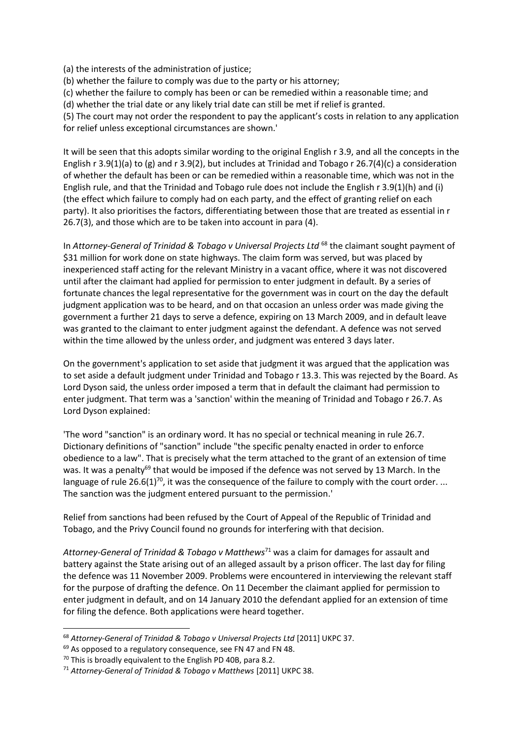(a) the interests of the administration of justice;

(b) whether the failure to comply was due to the party or his attorney;

(c) whether the failure to comply has been or can be remedied within a reasonable time; and

(d) whether the trial date or any likely trial date can still be met if relief is granted.

(5) The court may not order the respondent to pay the applicant's costs in relation to any application for relief unless exceptional circumstances are shown.'

It will be seen that this adopts similar wording to the original English r 3.9, and all the concepts in the English r 3.9(1)(a) to (g) and r 3.9(2), but includes at Trinidad and Tobago r 26.7(4)(c) a consideration of whether the default has been or can be remedied within a reasonable time, which was not in the English rule, and that the Trinidad and Tobago rule does not include the English r 3.9(1)(h) and (i) (the effect which failure to comply had on each party, and the effect of granting relief on each party). It also prioritises the factors, differentiating between those that are treated as essential in r 26.7(3), and those which are to be taken into account in para (4).

In *Attorney-General of Trinidad & Tobago v Universal Projects Ltd* [68] the claimant sought payment of $31 million for work done on state highways. The claim form was served, but was placed by inexperienced staff acting for the relevant Ministry in a vacant office, where it was not discovered until after the claimant had applied for permission to enter judgment in default. By a series of fortunate chances the legal representative for the government was in court on the day the default judgment application was to be heard, and on that occasion an unless order was made giving the government a further 21 days to serve a defence, expiring on 13 March 2009, and in default leave was granted to the claimant to enter judgment against the defendant. A defence was not served within the time allowed by the unless order, and judgment was entered 3 days later.

On the government's application to set aside that judgment it was argued that the application was to set aside a default judgment under Trinidad and Tobago r 13.3. This was rejected by the Board. As Lord Dyson said, the unless order imposed a term that in default the claimant had permission to enter judgment. That term was a 'sanction' within the meaning of Trinidad and Tobago r 26.7. As Lord Dyson explained:

'The word "sanction" is an ordinary word. It has no special or technical meaning in rule 26.7. Dictionary definitions of "sanction" include "the specific penalty enacted in order to enforce obedience to a law". That is precisely what the term attached to the grant of an extension of time was. It was a penalty[69] that would be imposed if the defence was not served by 13 March. In the language of rule 26.6(1)[70], it was the consequence of the failure to comply with the court order. ... The sanction was the judgment entered pursuant to the permission.'

Relief from sanctions had been refused by the Court of Appeal of the Republic of Trinidad and Tobago, and the Privy Council found no grounds for interfering with that decision.

*Attorney-General of Trinidad & Tobago v Matthews*[71] was a claim for damages for assault and battery against the State arising out of an alleged assault by a prison officer. The last day for filing the defence was 11 November 2009. Problems were encountered in interviewing the relevant staff for the purpose of drafting the defence. On 11 December the claimant applied for permission to enter judgment in default, and on 14 January 2010 the defendant applied for an extension of time for filing the defence. Both applications were heard together.

---

[68] *Attorney-General of Trinidad & Tobago v Universal Projects Ltd* [2011] UKPC 37.

[69] As opposed to a regulatory consequence, see FN 47 and FN 48.

[70] This is broadly equivalent to the English PD 40B, para 8.2.

[71] *Attorney-General of Trinidad & Tobago v Matthews* [2011] UKPC 38.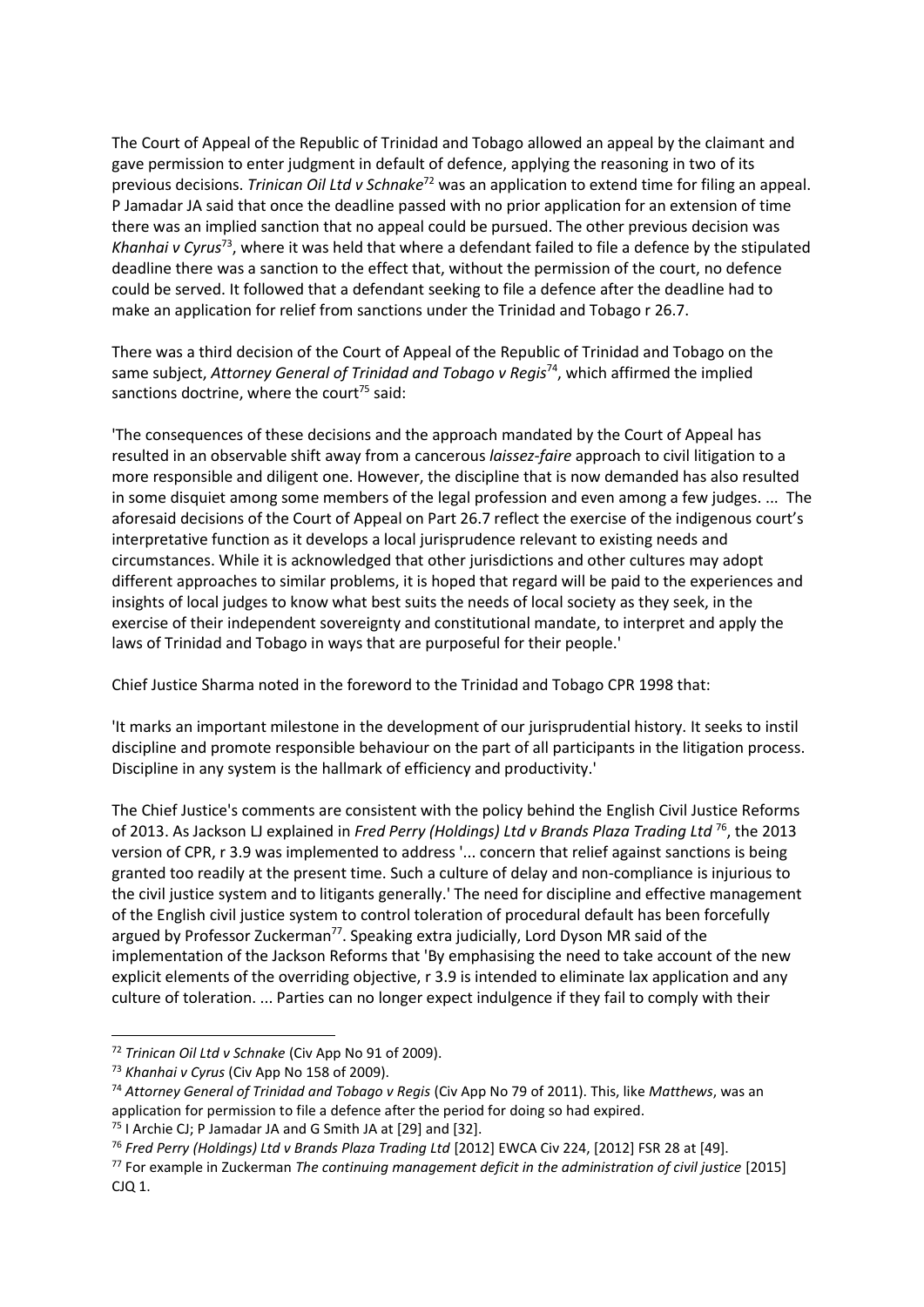The Court of Appeal of the Republic of Trinidad and Tobago allowed an appeal by the claimant and gave permission to enter judgment in default of defence, applying the reasoning in two of its previous decisions. *Trinican Oil Ltd v Schnake*[72] was an application to extend time for filing an appeal. P Jamadar JA said that once the deadline passed with no prior application for an extension of time there was an implied sanction that no appeal could be pursued. The other previous decision was *Khanhai v Cyrus*[73], where it was held that where a defendant failed to file a defence by the stipulated deadline there was a sanction to the effect that, without the permission of the court, no defence could be served. It followed that a defendant seeking to file a defence after the deadline had to make an application for relief from sanctions under the Trinidad and Tobago r 26.7.

There was a third decision of the Court of Appeal of the Republic of Trinidad and Tobago on the same subject, *Attorney General of Trinidad and Tobago v Regis*[74], which affirmed the implied sanctions doctrine, where the court[75] said:

'The consequences of these decisions and the approach mandated by the Court of Appeal has resulted in an observable shift away from a cancerous *laissez-faire* approach to civil litigation to a more responsible and diligent one. However, the discipline that is now demanded has also resulted in some disquiet among some members of the legal profession and even among a few judges. ... The aforesaid decisions of the Court of Appeal on Part 26.7 reflect the exercise of the indigenous court's interpretative function as it develops a local jurisprudence relevant to existing needs and circumstances. While it is acknowledged that other jurisdictions and other cultures may adopt different approaches to similar problems, it is hoped that regard will be paid to the experiences and insights of local judges to know what best suits the needs of local society as they seek, in the exercise of their independent sovereignty and constitutional mandate, to interpret and apply the laws of Trinidad and Tobago in ways that are purposeful for their people.'

Chief Justice Sharma noted in the foreword to the Trinidad and Tobago CPR 1998 that:

'It marks an important milestone in the development of our jurisprudential history. It seeks to instil discipline and promote responsible behaviour on the part of all participants in the litigation process. Discipline in any system is the hallmark of efficiency and productivity.'

The Chief Justice's comments are consistent with the policy behind the English Civil Justice Reforms of 2013. As Jackson LJ explained in *Fred Perry (Holdings) Ltd v Brands Plaza Trading Ltd* [76], the 2013 version of CPR, r 3.9 was implemented to address '... concern that relief against sanctions is being granted too readily at the present time. Such a culture of delay and non-compliance is injurious to the civil justice system and to litigants generally.' The need for discipline and effective management of the English civil justice system to control toleration of procedural default has been forcefully argued by Professor Zuckerman[77]. Speaking extra judicially, Lord Dyson MR said of the implementation of the Jackson Reforms that 'By emphasising the need to take account of the new explicit elements of the overriding objective, r 3.9 is intended to eliminate lax application and any culture of toleration. ... Parties can no longer expect indulgence if they fail to comply with their

---

[72] *Trinican Oil Ltd v Schnake* (Civ App No 91 of 2009).

[73] *Khanhai v Cyrus* (Civ App No 158 of 2009).

[74] *Attorney General of Trinidad and Tobago v Regis* (Civ App No 79 of 2011). This, like *Matthews*, was an application for permission to file a defence after the period for doing so had expired.

[75] I Archie CJ; P Jamadar JA and G Smith JA at [29] and [32].

[76] *Fred Perry (Holdings) Ltd v Brands Plaza Trading Ltd* [2012] EWCA Civ 224, [2012] FSR 28 at [49].

[77] For example in Zuckerman *The continuing management deficit in the administration of civil justice* [2015] CJQ 1.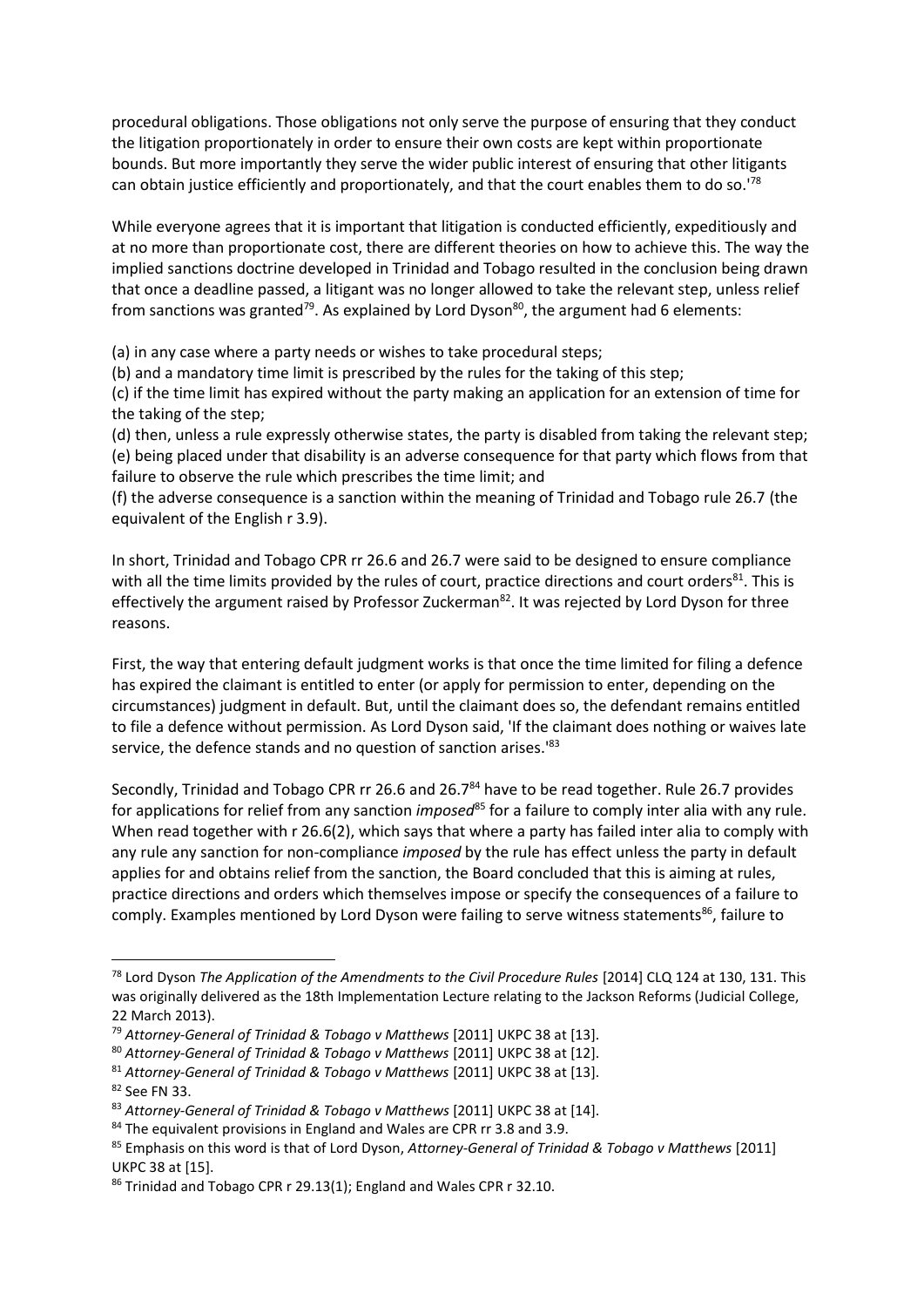procedural obligations. Those obligations not only serve the purpose of ensuring that they conduct the litigation proportionately in order to ensure their own costs are kept within proportionate bounds. But more importantly they serve the wider public interest of ensuring that other litigants can obtain justice efficiently and proportionately, and that the court enables them to do so.'[78]

While everyone agrees that it is important that litigation is conducted efficiently, expeditiously and at no more than proportionate cost, there are different theories on how to achieve this. The way the implied sanctions doctrine developed in Trinidad and Tobago resulted in the conclusion being drawn that once a deadline passed, a litigant was no longer allowed to take the relevant step, unless relief from sanctions was granted[79]. As explained by Lord Dyson[80], the argument had 6 elements:

(a) in any case where a party needs or wishes to take procedural steps;
(b) and a mandatory time limit is prescribed by the rules for the taking of this step;
(c) if the time limit has expired without the party making an application for an extension of time for the taking of the step;
(d) then, unless a rule expressly otherwise states, the party is disabled from taking the relevant step;
(e) being placed under that disability is an adverse consequence for that party which flows from that failure to observe the rule which prescribes the time limit; and
(f) the adverse consequence is a sanction within the meaning of Trinidad and Tobago rule 26.7 (the equivalent of the English r 3.9).

In short, Trinidad and Tobago CPR rr 26.6 and 26.7 were said to be designed to ensure compliance with all the time limits provided by the rules of court, practice directions and court orders[81]. This is effectively the argument raised by Professor Zuckerman[82]. It was rejected by Lord Dyson for three reasons.

First, the way that entering default judgment works is that once the time limited for filing a defence has expired the claimant is entitled to enter (or apply for permission to enter, depending on the circumstances) judgment in default. But, until the claimant does so, the defendant remains entitled to file a defence without permission. As Lord Dyson said, 'If the claimant does nothing or waives late service, the defence stands and no question of sanction arises.'[83]

Secondly, Trinidad and Tobago CPR rr 26.6 and 26.7[84] have to be read together. Rule 26.7 provides for applications for relief from any sanction *imposed*[85] for a failure to comply inter alia with any rule. When read together with r 26.6(2), which says that where a party has failed inter alia to comply with any rule any sanction for non-compliance *imposed* by the rule has effect unless the party in default applies for and obtains relief from the sanction, the Board concluded that this is aiming at rules, practice directions and orders which themselves impose or specify the consequences of a failure to comply. Examples mentioned by Lord Dyson were failing to serve witness statements[86], failure to

---

[78] Lord Dyson *The Application of the Amendments to the Civil Procedure Rules* [2014] CLQ 124 at 130, 131. This was originally delivered as the 18th Implementation Lecture relating to the Jackson Reforms (Judicial College, 22 March 2013).

[79] *Attorney-General of Trinidad & Tobago v Matthews* [2011] UKPC 38 at [13].

[80] *Attorney-General of Trinidad & Tobago v Matthews* [2011] UKPC 38 at [12].

[81] *Attorney-General of Trinidad & Tobago v Matthews* [2011] UKPC 38 at [13].

[82] See FN 33.

[83] *Attorney-General of Trinidad & Tobago v Matthews* [2011] UKPC 38 at [14].

[84] The equivalent provisions in England and Wales are CPR rr 3.8 and 3.9.

[85] Emphasis on this word is that of Lord Dyson, *Attorney-General of Trinidad & Tobago v Matthews* [2011] UKPC 38 at [15].

[86] Trinidad and Tobago CPR r 29.13(1); England and Wales CPR r 32.10.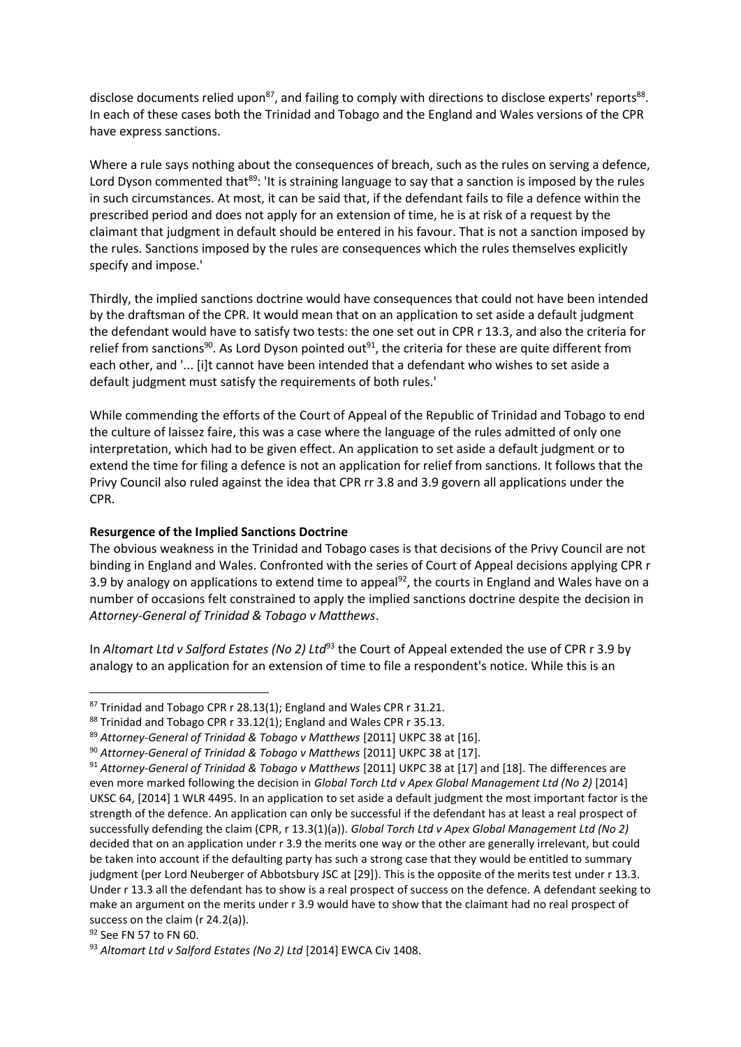disclose documents relied upon[87], and failing to comply with directions to disclose experts' reports[88]. In each of these cases both the Trinidad and Tobago and the England and Wales versions of the CPR have express sanctions.

Where a rule says nothing about the consequences of breach, such as the rules on serving a defence, Lord Dyson commented that[89]: 'It is straining language to say that a sanction is imposed by the rules in such circumstances. At most, it can be said that, if the defendant fails to file a defence within the prescribed period and does not apply for an extension of time, he is at risk of a request by the claimant that judgment in default should be entered in his favour. That is not a sanction imposed by the rules. Sanctions imposed by the rules are consequences which the rules themselves explicitly specify and impose.'

Thirdly, the implied sanctions doctrine would have consequences that could not have been intended by the draftsman of the CPR. It would mean that on an application to set aside a default judgment the defendant would have to satisfy two tests: the one set out in CPR r 13.3, and also the criteria for relief from sanctions[90]. As Lord Dyson pointed out[91], the criteria for these are quite different from each other, and '... [i]t cannot have been intended that a defendant who wishes to set aside a default judgment must satisfy the requirements of both rules.'

While commending the efforts of the Court of Appeal of the Republic of Trinidad and Tobago to end the culture of laissez faire, this was a case where the language of the rules admitted of only one interpretation, which had to be given effect. An application to set aside a default judgment or to extend the time for filing a defence is not an application for relief from sanctions. It follows that the Privy Council also ruled against the idea that CPR rr 3.8 and 3.9 govern all applications under the CPR.

**Resurgence of the Implied Sanctions Doctrine**

The obvious weakness in the Trinidad and Tobago cases is that decisions of the Privy Council are not binding in England and Wales. Confronted with the series of Court of Appeal decisions applying CPR r 3.9 by analogy on applications to extend time to appeal[92], the courts in England and Wales have on a number of occasions felt constrained to apply the implied sanctions doctrine despite the decision in *Attorney-General of Trinidad & Tobago v Matthews*.

In *Altomart Ltd v Salford Estates (No 2) Ltd*[93] the Court of Appeal extended the use of CPR r 3.9 by analogy to an application for an extension of time to file a respondent's notice. While this is an

---

[87] Trinidad and Tobago CPR r 28.13(1); England and Wales CPR r 31.21.

[88] Trinidad and Tobago CPR r 33.12(1); England and Wales CPR r 35.13.

[89] *Attorney-General of Trinidad & Tobago v Matthews* [2011] UKPC 38 at [16].

[90] *Attorney-General of Trinidad & Tobago v Matthews* [2011] UKPC 38 at [17].

[91] *Attorney-General of Trinidad & Tobago v Matthews* [2011] UKPC 38 at [17] and [18]. The differences are even more marked following the decision in *Global Torch Ltd v Apex Global Management Ltd (No 2)* [2014] UKSC 64, [2014] 1 WLR 4495. In an application to set aside a default judgment the most important factor is the strength of the defence. An application can only be successful if the defendant has at least a real prospect of successfully defending the claim (CPR, r 13.3(1)(a)). *Global Torch Ltd v Apex Global Management Ltd (No 2)* decided that on an application under r 3.9 the merits one way or the other are generally irrelevant, but could be taken into account if the defaulting party has such a strong case that they would be entitled to summary judgment (per Lord Neuberger of Abbotsbury JSC at [29]). This is the opposite of the merits test under r 13.3. Under r 13.3 all the defendant has to show is a real prospect of success on the defence. A defendant seeking to make an argument on the merits under r 3.9 would have to show that the claimant had no real prospect of success on the claim (r 24.2(a)).

[92] See FN 57 to FN 60.

[93] *Altomart Ltd v Salford Estates (No 2) Ltd* [2014] EWCA Civ 1408.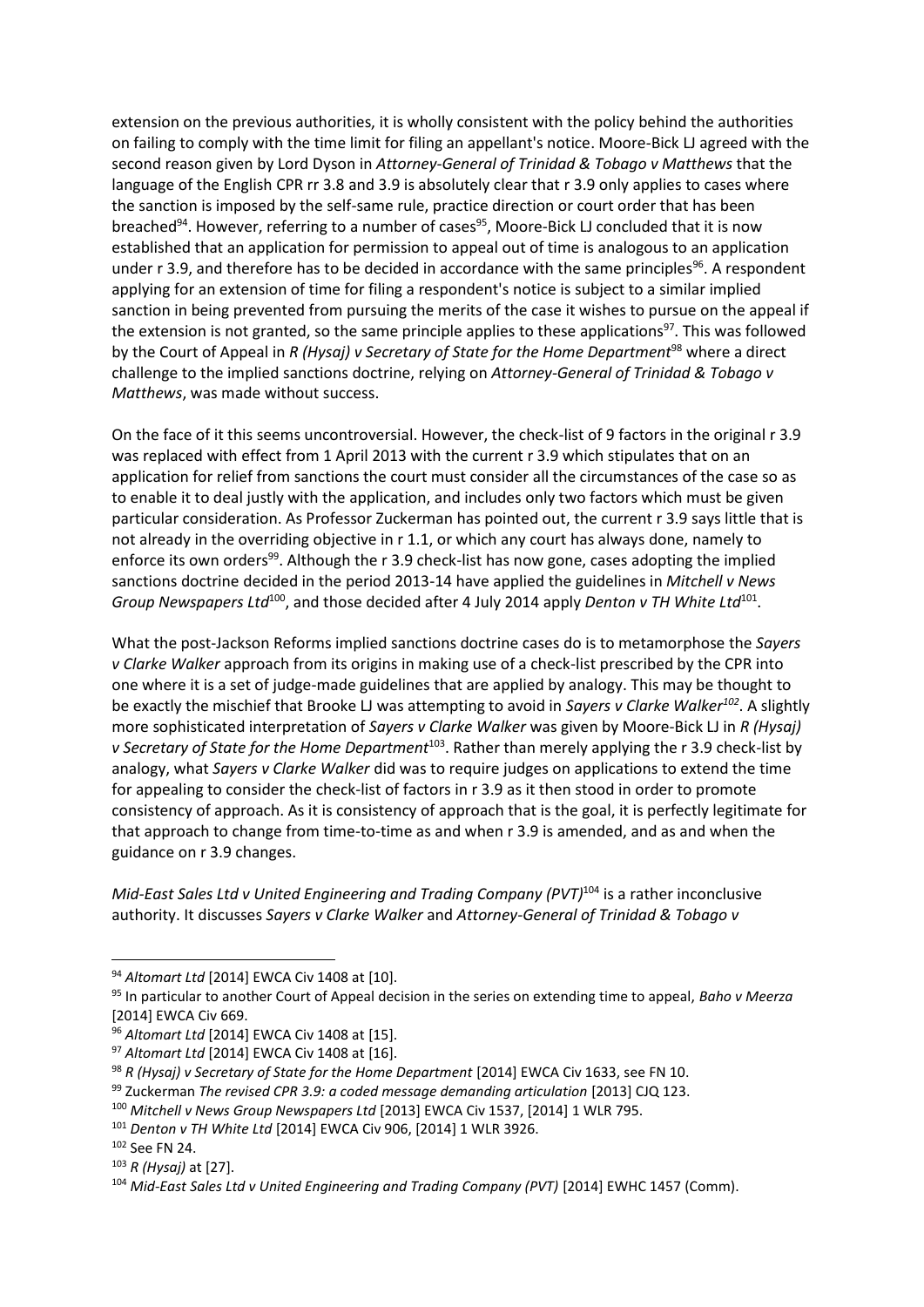extension on the previous authorities, it is wholly consistent with the policy behind the authorities on failing to comply with the time limit for filing an appellant's notice. Moore-Bick LJ agreed with the second reason given by Lord Dyson in *Attorney-General of Trinidad & Tobago v Matthews* that the language of the English CPR rr 3.8 and 3.9 is absolutely clear that r 3.9 only applies to cases where the sanction is imposed by the self-same rule, practice direction or court order that has been breached[94]. However, referring to a number of cases[95], Moore-Bick LJ concluded that it is now established that an application for permission to appeal out of time is analogous to an application under r 3.9, and therefore has to be decided in accordance with the same principles[96]. A respondent applying for an extension of time for filing a respondent's notice is subject to a similar implied sanction in being prevented from pursuing the merits of the case it wishes to pursue on the appeal if the extension is not granted, so the same principle applies to these applications[97]. This was followed by the Court of Appeal in *R (Hysaj) v Secretary of State for the Home Department*[98] where a direct challenge to the implied sanctions doctrine, relying on *Attorney-General of Trinidad & Tobago v Matthews*, was made without success.

On the face of it this seems uncontroversial. However, the check-list of 9 factors in the original r 3.9 was replaced with effect from 1 April 2013 with the current r 3.9 which stipulates that on an application for relief from sanctions the court must consider all the circumstances of the case so as to enable it to deal justly with the application, and includes only two factors which must be given particular consideration. As Professor Zuckerman has pointed out, the current r 3.9 says little that is not already in the overriding objective in r 1.1, or which any court has always done, namely to enforce its own orders[99]. Although the r 3.9 check-list has now gone, cases adopting the implied sanctions doctrine decided in the period 2013-14 have applied the guidelines in *Mitchell v News Group Newspapers Ltd*[100], and those decided after 4 July 2014 apply *Denton v TH White Ltd*[101].

What the post-Jackson Reforms implied sanctions doctrine cases do is to metamorphose the *Sayers v Clarke Walker* approach from its origins in making use of a check-list prescribed by the CPR into one where it is a set of judge-made guidelines that are applied by analogy. This may be thought to be exactly the mischief that Brooke LJ was attempting to avoid in *Sayers v Clarke Walker*[102]. A slightly more sophisticated interpretation of *Sayers v Clarke Walker* was given by Moore-Bick LJ in *R (Hysaj) v Secretary of State for the Home Department*[103]. Rather than merely applying the r 3.9 check-list by analogy, what *Sayers v Clarke Walker* did was to require judges on applications to extend the time for appealing to consider the check-list of factors in r 3.9 as it then stood in order to promote consistency of approach. As it is consistency of approach that is the goal, it is perfectly legitimate for that approach to change from time-to-time as and when r 3.9 is amended, and as and when the guidance on r 3.9 changes.

*Mid-East Sales Ltd v United Engineering and Trading Company (PVT)*[104] is a rather inconclusive authority. It discusses *Sayers v Clarke Walker* and *Attorney-General of Trinidad & Tobago v*

---

[94] *Altomart Ltd* [2014] EWCA Civ 1408 at [10].

[95] In particular to another Court of Appeal decision in the series on extending time to appeal, *Baho v Meerza* [2014] EWCA Civ 669.

[96] *Altomart Ltd* [2014] EWCA Civ 1408 at [15].

[97] *Altomart Ltd* [2014] EWCA Civ 1408 at [16].

[98] *R (Hysaj) v Secretary of State for the Home Department* [2014] EWCA Civ 1633, see FN 10.

[99] Zuckerman *The revised CPR 3.9: a coded message demanding articulation* [2013] CJQ 123.

[100] *Mitchell v News Group Newspapers Ltd* [2013] EWCA Civ 1537, [2014] 1 WLR 795.

[101] *Denton v TH White Ltd* [2014] EWCA Civ 906, [2014] 1 WLR 3926.

[102] See FN 24.

[103] *R (Hysaj)* at [27].

[104] *Mid-East Sales Ltd v United Engineering and Trading Company (PVT)* [2014] EWHC 1457 (Comm).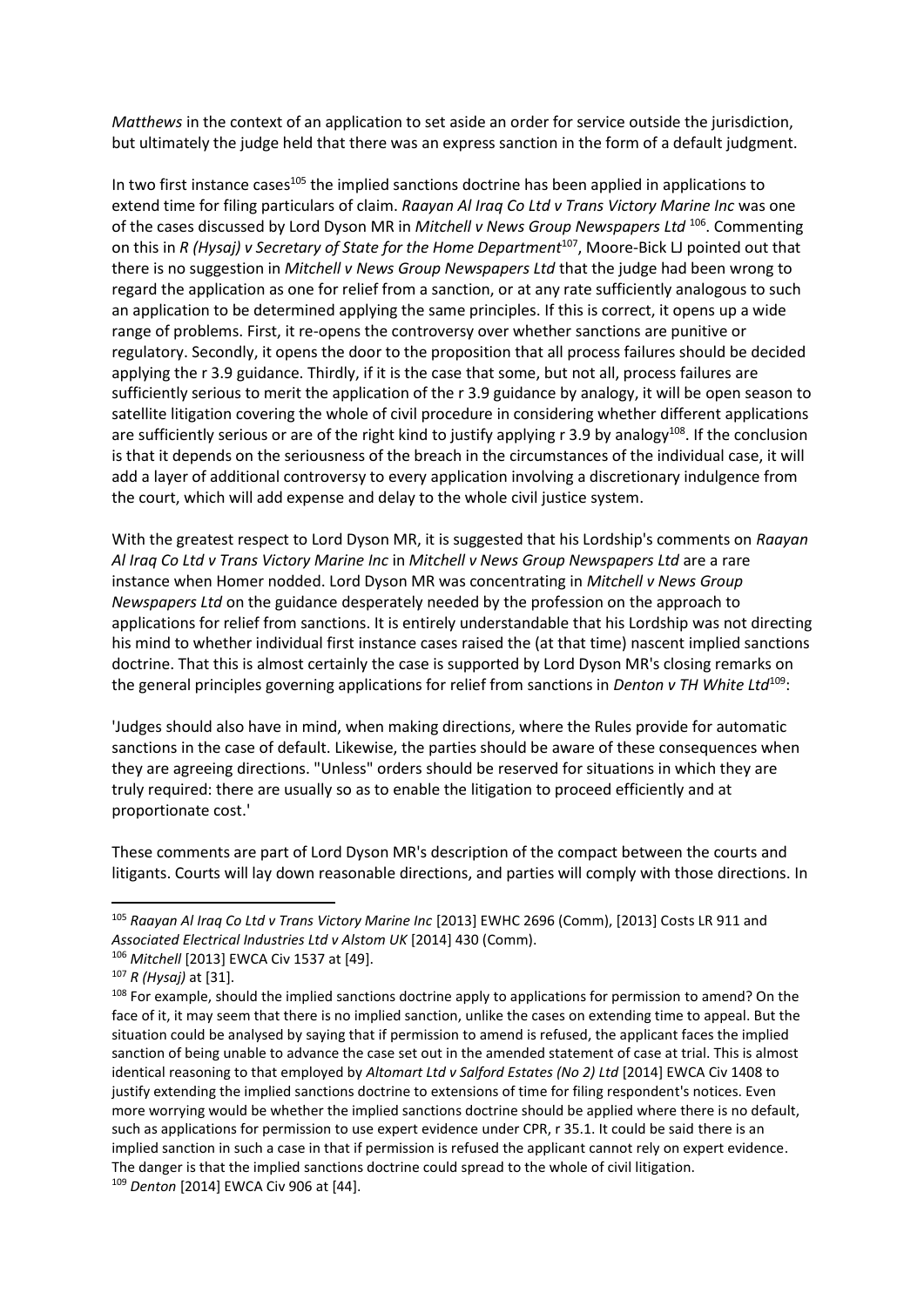*Matthews* in the context of an application to set aside an order for service outside the jurisdiction, but ultimately the judge held that there was an express sanction in the form of a default judgment.

In two first instance cases[105] the implied sanctions doctrine has been applied in applications to extend time for filing particulars of claim. *Raayan Al Iraq Co Ltd v Trans Victory Marine Inc* was one of the cases discussed by Lord Dyson MR in *Mitchell v News Group Newspapers Ltd* [106]. Commenting on this in *R (Hysaj) v Secretary of State for the Home Department*[107], Moore-Bick LJ pointed out that there is no suggestion in *Mitchell v News Group Newspapers Ltd* that the judge had been wrong to regard the application as one for relief from a sanction, or at any rate sufficiently analogous to such an application to be determined applying the same principles. If this is correct, it opens up a wide range of problems. First, it re-opens the controversy over whether sanctions are punitive or regulatory. Secondly, it opens the door to the proposition that all process failures should be decided applying the r 3.9 guidance. Thirdly, if it is the case that some, but not all, process failures are sufficiently serious to merit the application of the r 3.9 guidance by analogy, it will be open season to satellite litigation covering the whole of civil procedure in considering whether different applications are sufficiently serious or are of the right kind to justify applying r 3.9 by analogy[108]. If the conclusion is that it depends on the seriousness of the breach in the circumstances of the individual case, it will add a layer of additional controversy to every application involving a discretionary indulgence from the court, which will add expense and delay to the whole civil justice system.

With the greatest respect to Lord Dyson MR, it is suggested that his Lordship's comments on *Raayan Al Iraq Co Ltd v Trans Victory Marine Inc* in *Mitchell v News Group Newspapers Ltd* are a rare instance when Homer nodded. Lord Dyson MR was concentrating in *Mitchell v News Group Newspapers Ltd* on the guidance desperately needed by the profession on the approach to applications for relief from sanctions. It is entirely understandable that his Lordship was not directing his mind to whether individual first instance cases raised the (at that time) nascent implied sanctions doctrine. That this is almost certainly the case is supported by Lord Dyson MR's closing remarks on the general principles governing applications for relief from sanctions in *Denton v TH White Ltd*[109]:

'Judges should also have in mind, when making directions, where the Rules provide for automatic sanctions in the case of default. Likewise, the parties should be aware of these consequences when they are agreeing directions. "Unless" orders should be reserved for situations in which they are truly required: there are usually so as to enable the litigation to proceed efficiently and at proportionate cost.'

These comments are part of Lord Dyson MR's description of the compact between the courts and litigants. Courts will lay down reasonable directions, and parties will comply with those directions. In

---

[105] *Raayan Al Iraq Co Ltd v Trans Victory Marine Inc* [2013] EWHC 2696 (Comm), [2013] Costs LR 911 and *Associated Electrical Industries Ltd v Alstom UK* [2014] 430 (Comm).

[106] *Mitchell* [2013] EWCA Civ 1537 at [49].

[107] *R (Hysaj)* at [31].

[108] For example, should the implied sanctions doctrine apply to applications for permission to amend? On the face of it, it may seem that there is no implied sanction, unlike the cases on extending time to appeal. But the situation could be analysed by saying that if permission to amend is refused, the applicant faces the implied sanction of being unable to advance the case set out in the amended statement of case at trial. This is almost identical reasoning to that employed by *Altomart Ltd v Salford Estates (No 2) Ltd* [2014] EWCA Civ 1408 to justify extending the implied sanctions doctrine to extensions of time for filing respondent's notices. Even more worrying would be whether the implied sanctions doctrine should be applied where there is no default, such as applications for permission to use expert evidence under CPR, r 35.1. It could be said there is an implied sanction in such a case in that if permission is refused the applicant cannot rely on expert evidence. The danger is that the implied sanctions doctrine could spread to the whole of civil litigation.

[109] *Denton* [2014] EWCA Civ 906 at [44].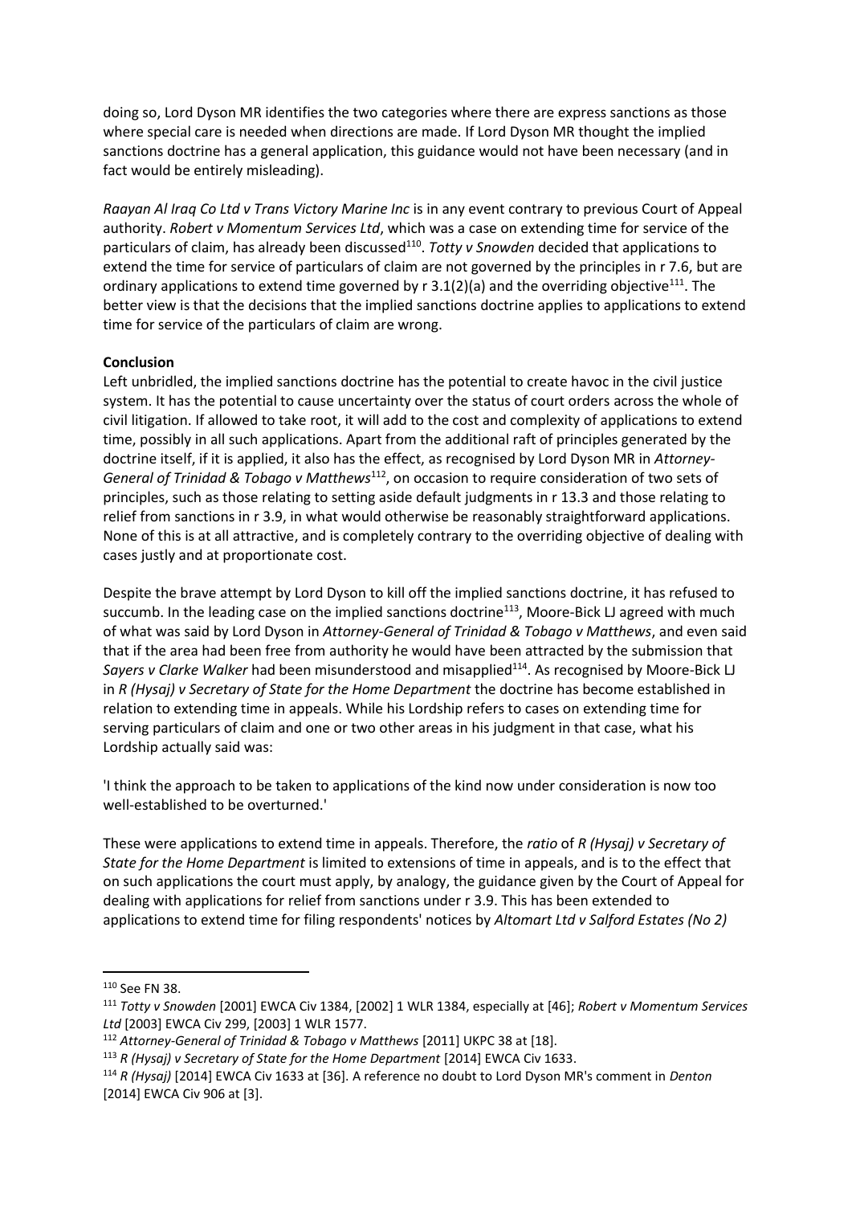doing so, Lord Dyson MR identifies the two categories where there are express sanctions as those where special care is needed when directions are made. If Lord Dyson MR thought the implied sanctions doctrine has a general application, this guidance would not have been necessary (and in fact would be entirely misleading).

*Raayan Al Iraq Co Ltd v Trans Victory Marine Inc* is in any event contrary to previous Court of Appeal authority. *Robert v Momentum Services Ltd*, which was a case on extending time for service of the particulars of claim, has already been discussed[110]. *Totty v Snowden* decided that applications to extend the time for service of particulars of claim are not governed by the principles in r 7.6, but are ordinary applications to extend time governed by r 3.1(2)(a) and the overriding objective[111]. The better view is that the decisions that the implied sanctions doctrine applies to applications to extend time for service of the particulars of claim are wrong.

**Conclusion**

Left unbridled, the implied sanctions doctrine has the potential to create havoc in the civil justice system. It has the potential to cause uncertainty over the status of court orders across the whole of civil litigation. If allowed to take root, it will add to the cost and complexity of applications to extend time, possibly in all such applications. Apart from the additional raft of principles generated by the doctrine itself, if it is applied, it also has the effect, as recognised by Lord Dyson MR in *Attorney-General of Trinidad & Tobago v Matthews*[112], on occasion to require consideration of two sets of principles, such as those relating to setting aside default judgments in r 13.3 and those relating to relief from sanctions in r 3.9, in what would otherwise be reasonably straightforward applications. None of this is at all attractive, and is completely contrary to the overriding objective of dealing with cases justly and at proportionate cost.

Despite the brave attempt by Lord Dyson to kill off the implied sanctions doctrine, it has refused to succumb. In the leading case on the implied sanctions doctrine[113], Moore-Bick LJ agreed with much of what was said by Lord Dyson in *Attorney-General of Trinidad & Tobago v Matthews*, and even said that if the area had been free from authority he would have been attracted by the submission that *Sayers v Clarke Walker* had been misunderstood and misapplied[114]. As recognised by Moore-Bick LJ in *R (Hysaj) v Secretary of State for the Home Department* the doctrine has become established in relation to extending time in appeals. While his Lordship refers to cases on extending time for serving particulars of claim and one or two other areas in his judgment in that case, what his Lordship actually said was:

'I think the approach to be taken to applications of the kind now under consideration is now too well-established to be overturned.'

These were applications to extend time in appeals. Therefore, the *ratio* of *R (Hysaj) v Secretary of State for the Home Department* is limited to extensions of time in appeals, and is to the effect that on such applications the court must apply, by analogy, the guidance given by the Court of Appeal for dealing with applications for relief from sanctions under r 3.9. This has been extended to applications to extend time for filing respondents' notices by *Altomart Ltd v Salford Estates (No 2)*

---

[110] See FN 38.

[111] *Totty v Snowden* [2001] EWCA Civ 1384, [2002] 1 WLR 1384, especially at [46]; *Robert v Momentum Services Ltd* [2003] EWCA Civ 299, [2003] 1 WLR 1577.

[112] *Attorney-General of Trinidad & Tobago v Matthews* [2011] UKPC 38 at [18].

[113] *R (Hysaj) v Secretary of State for the Home Department* [2014] EWCA Civ 1633.

[114] *R (Hysaj)* [2014] EWCA Civ 1633 at [36]. A reference no doubt to Lord Dyson MR's comment in *Denton* [2014] EWCA Civ 906 at [3].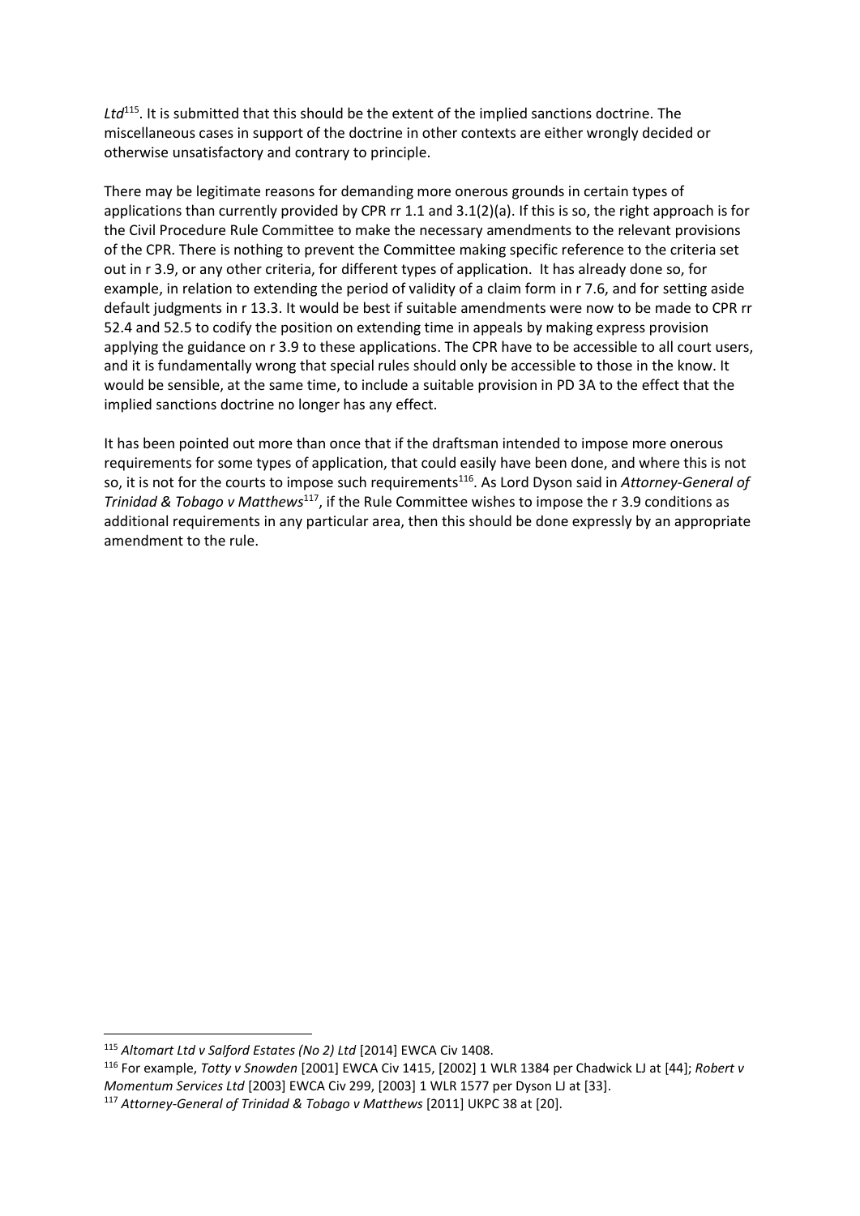*Ltd*[115]. It is submitted that this should be the extent of the implied sanctions doctrine. The miscellaneous cases in support of the doctrine in other contexts are either wrongly decided or otherwise unsatisfactory and contrary to principle.

There may be legitimate reasons for demanding more onerous grounds in certain types of applications than currently provided by CPR rr 1.1 and 3.1(2)(a). If this is so, the right approach is for the Civil Procedure Rule Committee to make the necessary amendments to the relevant provisions of the CPR. There is nothing to prevent the Committee making specific reference to the criteria set out in r 3.9, or any other criteria, for different types of application. It has already done so, for example, in relation to extending the period of validity of a claim form in r 7.6, and for setting aside default judgments in r 13.3. It would be best if suitable amendments were now to be made to CPR rr 52.4 and 52.5 to codify the position on extending time in appeals by making express provision applying the guidance on r 3.9 to these applications. The CPR have to be accessible to all court users, and it is fundamentally wrong that special rules should only be accessible to those in the know. It would be sensible, at the same time, to include a suitable provision in PD 3A to the effect that the implied sanctions doctrine no longer has any effect.

It has been pointed out more than once that if the draftsman intended to impose more onerous requirements for some types of application, that could easily have been done, and where this is not so, it is not for the courts to impose such requirements[116]. As Lord Dyson said in *Attorney-General of Trinidad & Tobago v Matthews*[117], if the Rule Committee wishes to impose the r 3.9 conditions as additional requirements in any particular area, then this should be done expressly by an appropriate amendment to the rule.

---

[115] *Altomart Ltd v Salford Estates (No 2) Ltd* [2014] EWCA Civ 1408.

[116] For example, *Totty v Snowden* [2001] EWCA Civ 1415, [2002] 1 WLR 1384 per Chadwick LJ at [44]; *Robert v Momentum Services Ltd* [2003] EWCA Civ 299, [2003] 1 WLR 1577 per Dyson LJ at [33].

[117] *Attorney-General of Trinidad & Tobago v Matthews* [2011] UKPC 38 at [20].